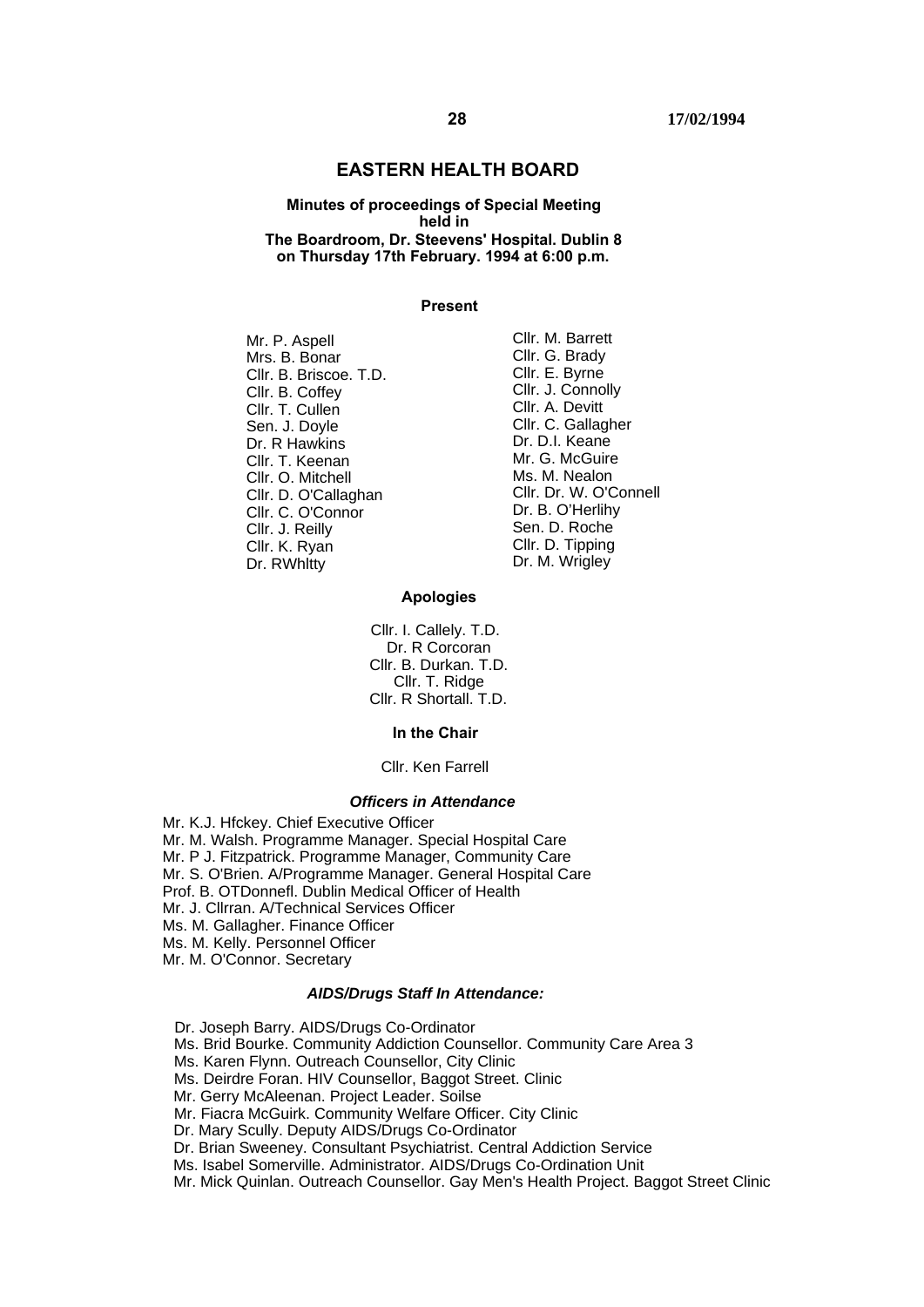# EASTERN HEALTH BOARD

**Minutes of proceedings of Special Meeting held in The Boardroom, Dr. Steevens' Hospital. Dublin 8 on Thursday 17th February. 1994 at 6:00 p.m.**

### Present

Mr. P. Aspell
Mrs. B. Bonar
Cllr. B. Briscoe. T.D.
Cllr. B. Coffey
Cllr. T. Cullen
Sen. J. Doyle
Dr. R Hawkins
Cllr. T. Keenan
Cllr. O. Mitchell
Cllr. D. O'Callaghan
Cllr. C. O'Connor
Cllr. J. Reilly
Cllr. K. Ryan
Dr. RWhltty
Cllr. M. Barrett
Cllr. G. Brady
Cllr. E. Byrne
Cllr. J. Connolly
Cllr. A. Devitt
Cllr. C. Gallagher
Dr. D.I. Keane
Mr. G. McGuire
Ms. M. Nealon
Cllr. Dr. W. O'Connell
Dr. B. O'Herlihy
Sen. D. Roche
Cllr. D. Tipping
Dr. M. Wrigley

### Apologies

Cllr. I. Callely. T.D.
Dr. R Corcoran
Cllr. B. Durkan. T.D.
Cllr. T. Ridge
Cllr. R Shortall. T.D.

### In the Chair

Cllr. Ken Farrell

### *Officers in Attendance*

Mr. K.J. Hfckey. Chief Executive Officer
Mr. M. Walsh. Programme Manager. Special Hospital Care
Mr. P J. Fitzpatrick. Programme Manager, Community Care
Mr. S. O'Brien. A/Programme Manager. General Hospital Care
Prof. B. OTDonnefl. Dublin Medical Officer of Health
Mr. J. Cllrran. A/Technical Services Officer
Ms. M. Gallagher. Finance Officer
Ms. M. Kelly. Personnel Officer
Mr. M. O'Connor. Secretary

### *AIDS/Drugs Staff In Attendance:*

Dr. Joseph Barry. AIDS/Drugs Co-Ordinator
Ms. Brid Bourke. Community Addiction Counsellor. Community Care Area 3
Ms. Karen Flynn. Outreach Counsellor, City Clinic
Ms. Deirdre Foran. HIV Counsellor, Baggot Street. Clinic
Mr. Gerry McAleenan. Project Leader. Soilse
Mr. Fiacra McGuirk. Community Welfare Officer. City Clinic
Dr. Mary Scully. Deputy AIDS/Drugs Co-Ordinator
Dr. Brian Sweeney. Consultant Psychiatrist. Central Addiction Service
Ms. Isabel Somerville. Administrator. AIDS/Drugs Co-Ordination Unit
Mr. Mick Quinlan. Outreach Counsellor. Gay Men's Health Project. Baggot Street Clinic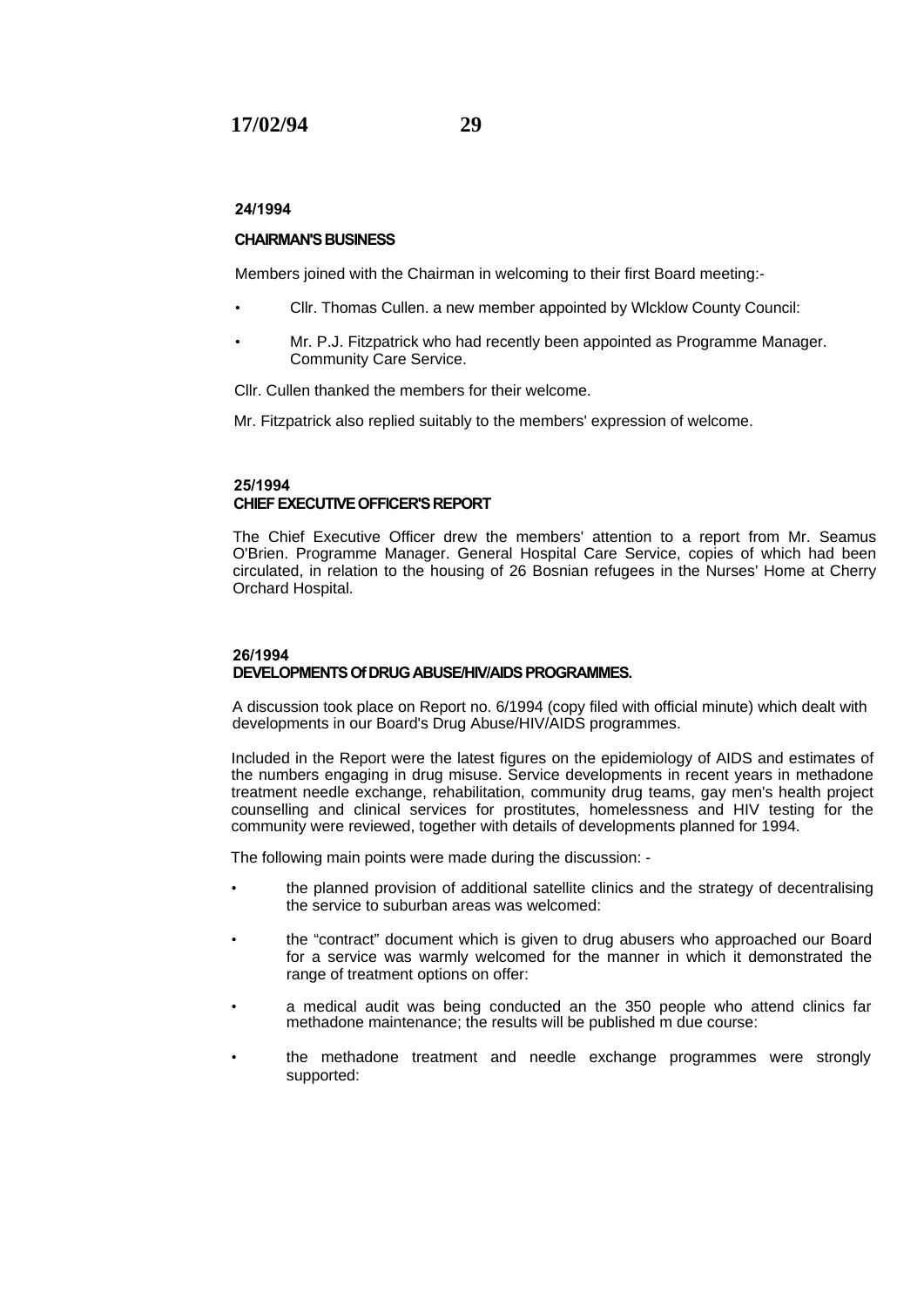**24/1994**

**CHAIRMAN'S BUSINESS**

Members joined with the Chairman in welcoming to their first Board meeting:-

- Cllr. Thomas Cullen. a new member appointed by Wlcklow County Council:
- Mr. P.J. Fitzpatrick who had recently been appointed as Programme Manager. Community Care Service.

Cllr. Cullen thanked the members for their welcome.

Mr. Fitzpatrick also replied suitably to the members' expression of welcome.

**25/1994**
**CHIEF EXECUTIVE OFFICER'S REPORT**

The Chief Executive Officer drew the members' attention to a report from Mr. Seamus O'Brien. Programme Manager. General Hospital Care Service, copies of which had been circulated, in relation to the housing of 26 Bosnian refugees in the Nurses' Home at Cherry Orchard Hospital.

**26/1994**
**DEVELOPMENTS Of DRUG ABUSE/HIV/AIDS PROGRAMMES.**

A discussion took place on Report no. 6/1994 (copy filed with official minute) which dealt with developments in our Board's Drug Abuse/HIV/AIDS programmes.

Included in the Report were the latest figures on the epidemiology of AIDS and estimates of the numbers engaging in drug misuse. Service developments in recent years in methadone treatment needle exchange, rehabilitation, community drug teams, gay men's health project counselling and clinical services for prostitutes, homelessness and HIV testing for the community were reviewed, together with details of developments planned for 1994.

The following main points were made during the discussion: -

- the planned provision of additional satellite clinics and the strategy of decentralising the service to suburban areas was welcomed:
- the "contract" document which is given to drug abusers who approached our Board for a service was warmly welcomed for the manner in which it demonstrated the range of treatment options on offer:
- a medical audit was being conducted an the 350 people who attend clinics far methadone maintenance; the results will be published m due course:
- the methadone treatment and needle exchange programmes were strongly supported: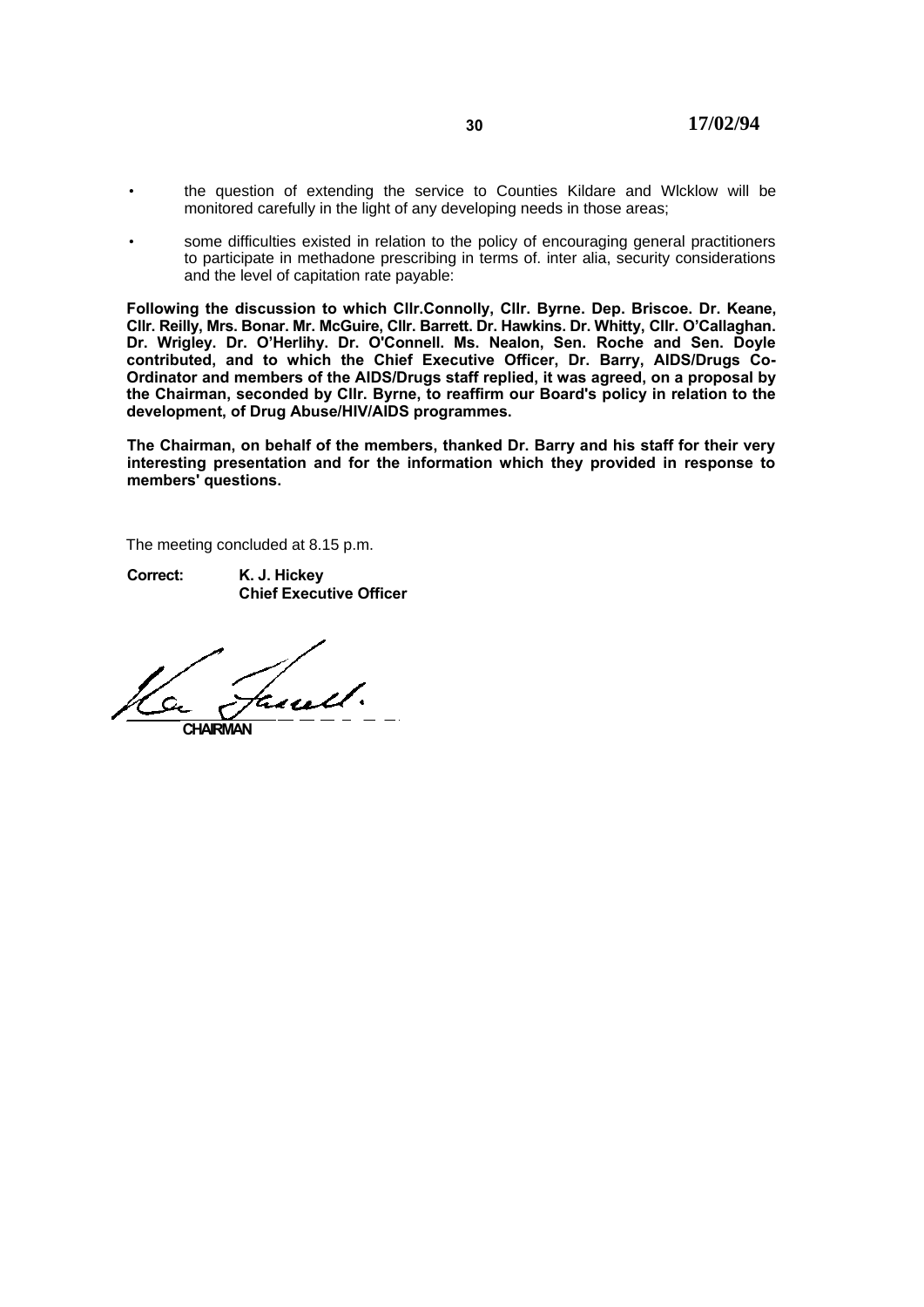- the question of extending the service to Counties Kildare and Wlcklow will be monitored carefully in the light of any developing needs in those areas;
- some difficulties existed in relation to the policy of encouraging general practitioners to participate in methadone prescribing in terms of. inter alia, security considerations and the level of capitation rate payable:

**Following the discussion to which Cllr.Connolly, Cllr. Byrne. Dep. Briscoe. Dr. Keane, Cllr. Reilly, Mrs. Bonar. Mr. McGuire, Cllr. Barrett. Dr. Hawkins. Dr. Whitty, Cllr. O'Callaghan. Dr. Wrigley. Dr. O'Herlihy. Dr. O'Connell. Ms. Nealon, Sen. Roche and Sen. Doyle contributed, and to which the Chief Executive Officer, Dr. Barry, AIDS/Drugs Co-Ordinator and members of the AIDS/Drugs staff replied, it was agreed, on a proposal by the Chairman, seconded by Cllr. Byrne, to reaffirm our Board's policy in relation to the development, of Drug Abuse/HIV/AIDS programmes.**

**The Chairman, on behalf of the members, thanked Dr. Barry and his staff for their very interesting presentation and for the information which they provided in response to members' questions.**

The meeting concluded at 8.15 p.m.

**Correct:** **K. J. Hickey**
**Chief Executive Officer**

**CHAIRMAN**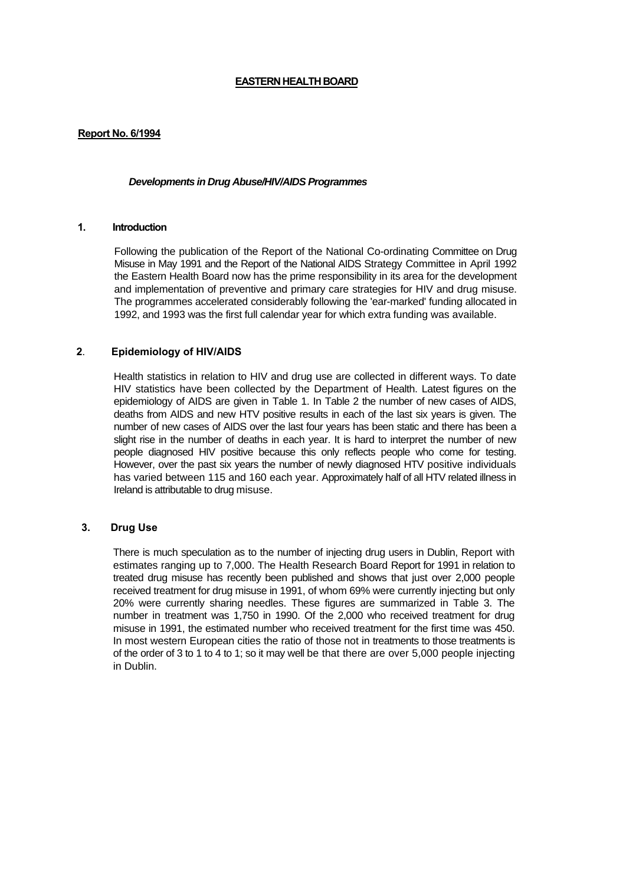# EASTERN HEALTH BOARD

**Report No. 6/1994**

***Developments in Drug Abuse/HIV/AIDS Programmes***

## 1. Introduction

Following the publication of the Report of the National Co-ordinating Committee on Drug Misuse in May 1991 and the Report of the National AIDS Strategy Committee in April 1992 the Eastern Health Board now has the prime responsibility in its area for the development and implementation of preventive and primary care strategies for HIV and drug misuse. The programmes accelerated considerably following the 'ear-marked' funding allocated in 1992, and 1993 was the first full calendar year for which extra funding was available.

## 2. Epidemiology of HIV/AIDS

Health statistics in relation to HIV and drug use are collected in different ways. To date HIV statistics have been collected by the Department of Health. Latest figures on the epidemiology of AIDS are given in Table 1. In Table 2 the number of new cases of AIDS, deaths from AIDS and new HTV positive results in each of the last six years is given. The number of new cases of AIDS over the last four years has been static and there has been a slight rise in the number of deaths in each year. It is hard to interpret the number of new people diagnosed HIV positive because this only reflects people who come for testing. However, over the past six years the number of newly diagnosed HTV positive individuals has varied between 115 and 160 each year. Approximately half of all HTV related illness in Ireland is attributable to drug misuse.

## 3. Drug Use

There is much speculation as to the number of injecting drug users in Dublin, Report with estimates ranging up to 7,000. The Health Research Board Report for 1991 in relation to treated drug misuse has recently been published and shows that just over 2,000 people received treatment for drug misuse in 1991, of whom 69% were currently injecting but only 20% were currently sharing needles. These figures are summarized in Table 3. The number in treatment was 1,750 in 1990. Of the 2,000 who received treatment for drug misuse in 1991, the estimated number who received treatment for the first time was 450. In most western European cities the ratio of those not in treatments to those treatments is of the order of 3 to 1 to 4 to 1; so it may well be that there are over 5,000 people injecting in Dublin.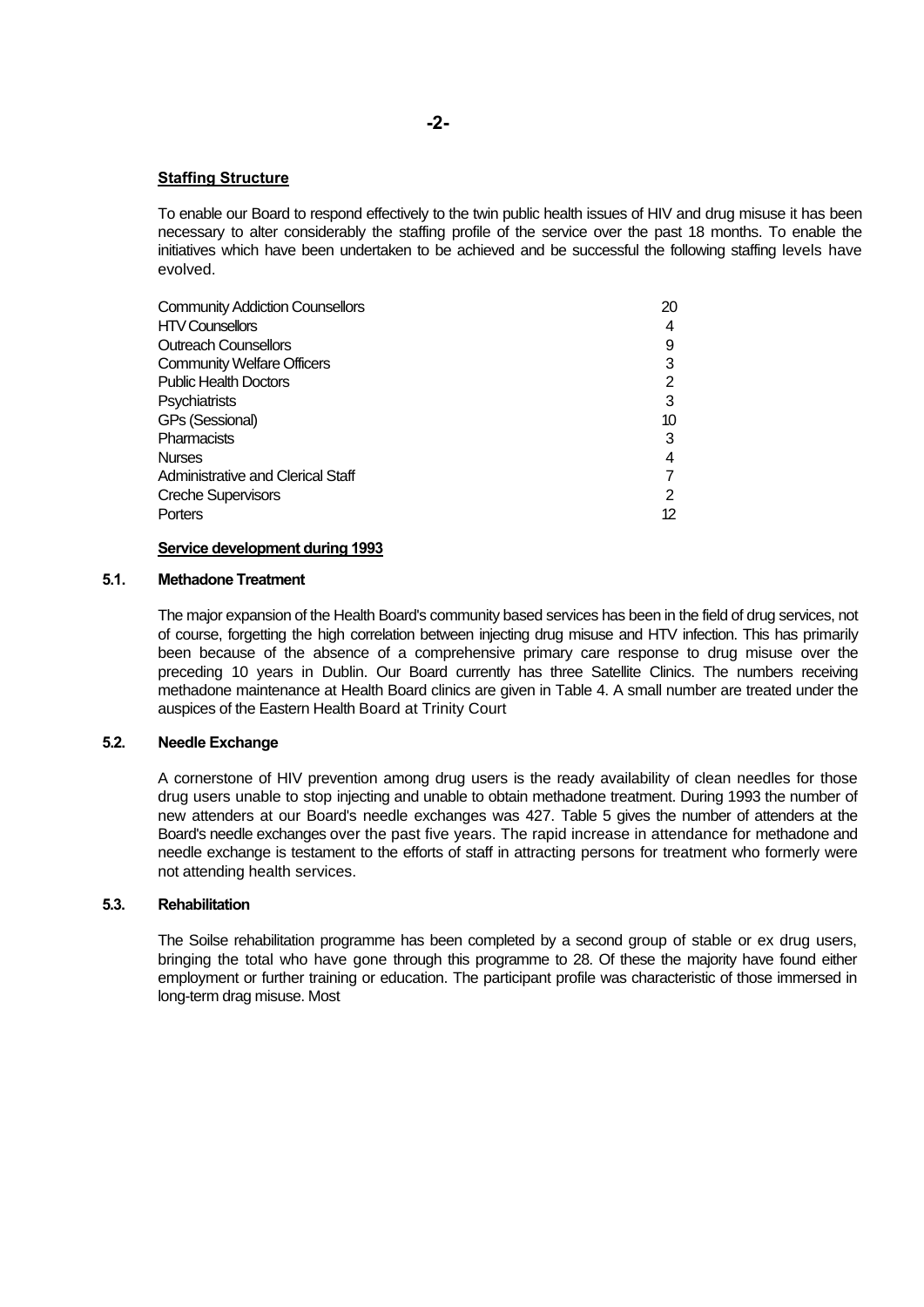**Staffing Structure**

To enable our Board to respond effectively to the twin public health issues of HIV and drug misuse it has been necessary to alter considerably the staffing profile of the service over the past 18 months. To enable the initiatives which have been undertaken to be achieved and be successful the following staffing levels have evolved.

| | |
|---|---|
| Community Addiction Counsellors | 20 |
| HTV Counsellors | 4 |
| Outreach Counsellors | 9 |
| Community Welfare Officers | 3 |
| Public Health Doctors | 2 |
| Psychiatrists | 3 |
| GPs (Sessional) | 10 |
| Pharmacists | 3 |
| Nurses | 4 |
| Administrative and Clerical Staff | 7 |
| Creche Supervisors | 2 |
| Porters | 12 |

**Service development during 1993**

**5.1. Methadone Treatment**

The major expansion of the Health Board's community based services has been in the field of drug services, not of course, forgetting the high correlation between injecting drug misuse and HTV infection. This has primarily been because of the absence of a comprehensive primary care response to drug misuse over the preceding 10 years in Dublin. Our Board currently has three Satellite Clinics. The numbers receiving methadone maintenance at Health Board clinics are given in Table 4. A small number are treated under the auspices of the Eastern Health Board at Trinity Court

**5.2. Needle Exchange**

A cornerstone of HIV prevention among drug users is the ready availability of clean needles for those drug users unable to stop injecting and unable to obtain methadone treatment. During 1993 the number of new attenders at our Board's needle exchanges was 427. Table 5 gives the number of attenders at the Board's needle exchanges over the past five years. The rapid increase in attendance for methadone and needle exchange is testament to the efforts of staff in attracting persons for treatment who formerly were not attending health services.

**5.3. Rehabilitation**

The Soilse rehabilitation programme has been completed by a second group of stable or ex drug users, bringing the total who have gone through this programme to 28. Of these the majority have found either employment or further training or education. The participant profile was characteristic of those immersed in long-term drag misuse. Most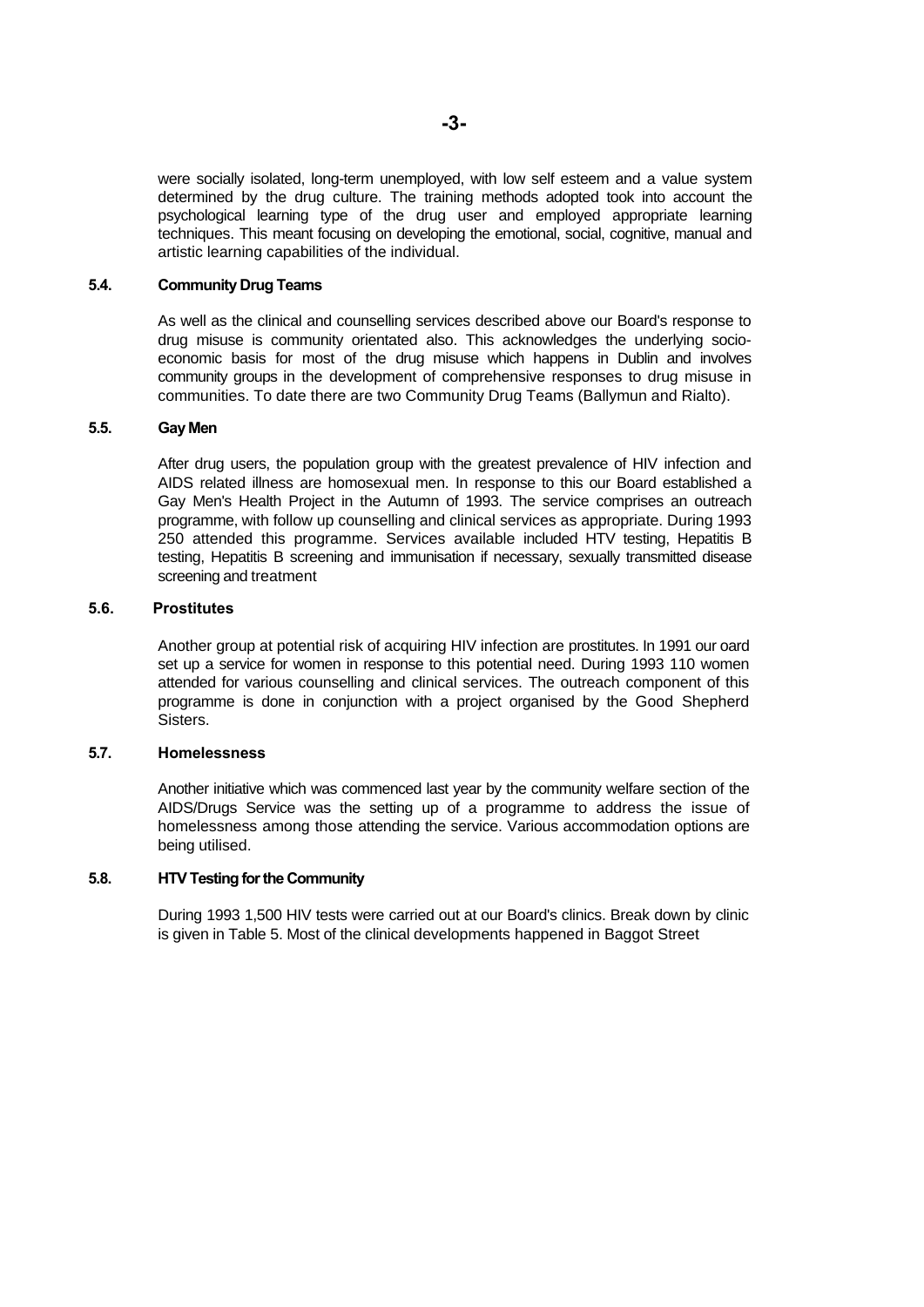were socially isolated, long-term unemployed, with low self esteem and a value system determined by the drug culture. The training methods adopted took into account the psychological learning type of the drug user and employed appropriate learning techniques. This meant focusing on developing the emotional, social, cognitive, manual and artistic learning capabilities of the individual.

### 5.4. Community Drug Teams

As well as the clinical and counselling services described above our Board's response to drug misuse is community orientated also. This acknowledges the underlying socio-economic basis for most of the drug misuse which happens in Dublin and involves community groups in the development of comprehensive responses to drug misuse in communities. To date there are two Community Drug Teams (Ballymun and Rialto).

### 5.5. Gay Men

After drug users, the population group with the greatest prevalence of HIV infection and AIDS related illness are homosexual men. In response to this our Board established a Gay Men's Health Project in the Autumn of 1993. The service comprises an outreach programme, with follow up counselling and clinical services as appropriate. During 1993 250 attended this programme. Services available included HTV testing, Hepatitis B testing, Hepatitis B screening and immunisation if necessary, sexually transmitted disease screening and treatment

### 5.6. Prostitutes

Another group at potential risk of acquiring HIV infection are prostitutes. In 1991 our oard set up a service for women in response to this potential need. During 1993 110 women attended for various counselling and clinical services. The outreach component of this programme is done in conjunction with a project organised by the Good Shepherd Sisters.

### 5.7. Homelessness

Another initiative which was commenced last year by the community welfare section of the AIDS/Drugs Service was the setting up of a programme to address the issue of homelessness among those attending the service. Various accommodation options are being utilised.

### 5.8. HTV Testing for the Community

During 1993 1,500 HIV tests were carried out at our Board's clinics. Break down by clinic is given in Table 5. Most of the clinical developments happened in Baggot Street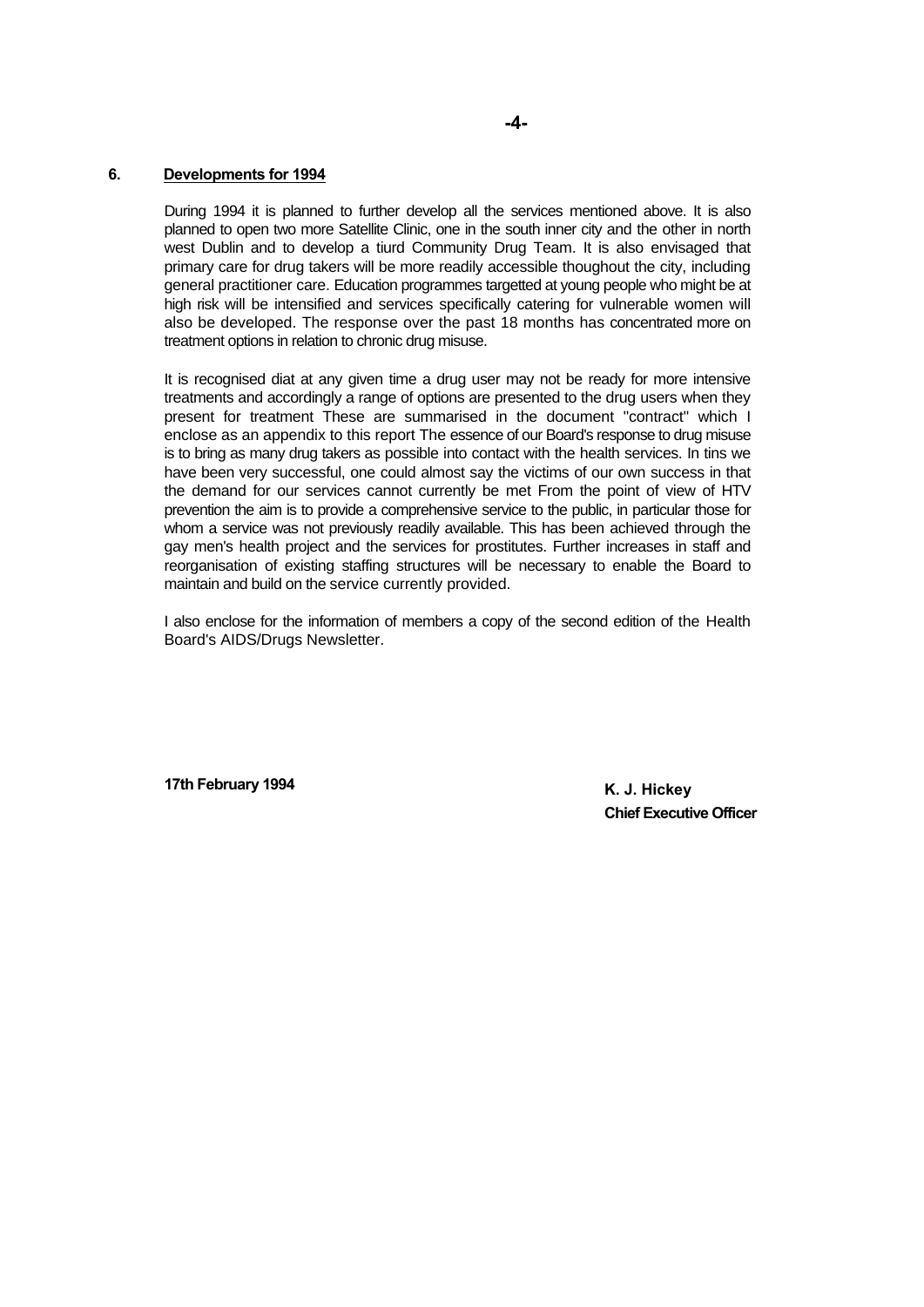## 6. Developments for 1994

During 1994 it is planned to further develop all the services mentioned above. It is also planned to open two more Satellite Clinic, one in the south inner city and the other in north west Dublin and to develop a tiurd Community Drug Team. It is also envisaged that primary care for drug takers will be more readily accessible thoughout the city, including general practitioner care. Education programmes targetted at young people who might be at high risk will be intensified and services specifically catering for vulnerable women will also be developed. The response over the past 18 months has concentrated more on treatment options in relation to chronic drug misuse.

It is recognised diat at any given time a drug user may not be ready for more intensive treatments and accordingly a range of options are presented to the drug users when they present for treatment These are summarised in the document "contract" which I enclose as an appendix to this report The essence of our Board's response to drug misuse is to bring as many drug takers as possible into contact with the health services. In tins we have been very successful, one could almost say the victims of our own success in that the demand for our services cannot currently be met From the point of view of HTV prevention the aim is to provide a comprehensive service to the public, in particular those for whom a service was not previously readily available. This has been achieved through the gay men's health project and the services for prostitutes. Further increases in staff and reorganisation of existing staffing structures will be necessary to enable the Board to maintain and build on the service currently provided.

I also enclose for the information of members a copy of the second edition of the Health Board's AIDS/Drugs Newsletter.

**17th February 1994**

**K. J. Hickey**
**Chief Executive Officer**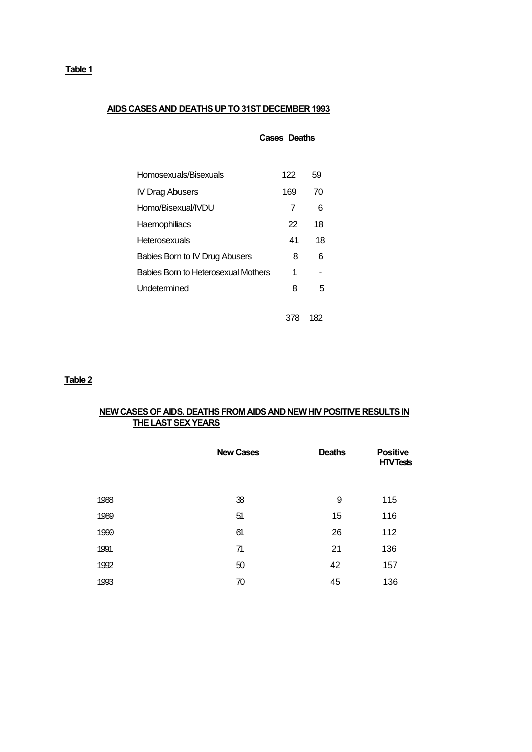**Table 1**

**AIDS CASES AND DEATHS UP TO 31ST DECEMBER 1993**

| | Cases | Deaths |
|---|---|---|
| Homosexuals/Bisexuals | 122 | 59 |
| IV Drag Abusers | 169 | 70 |
| Homo/Bisexual/IVDU | 7 | 6 |
| Haemophiliacs | 22 | 18 |
| Heterosexuals | 41 | 18 |
| Babies Born to IV Drug Abusers | 8 | 6 |
| Babies Born to Heterosexual Mothers | 1 | - |
| Undetermined | 8 | 5 |
| | 378 | 182 |

**Table 2**

**NEW CASES OF AIDS. DEATHS FROM AIDS AND NEW HIV POSITIVE RESULTS IN THE LAST SEX YEARS**

| | New Cases | Deaths | Positive HTV Tests |
|---|---|---|---|
| 1988 | 38 | 9 | 115 |
| 1989 | 51 | 15 | 116 |
| 1990 | 61 | 26 | 112 |
| 1991 | 71 | 21 | 136 |
| 1992 | 50 | 42 | 157 |
| 1993 | 70 | 45 | 136 |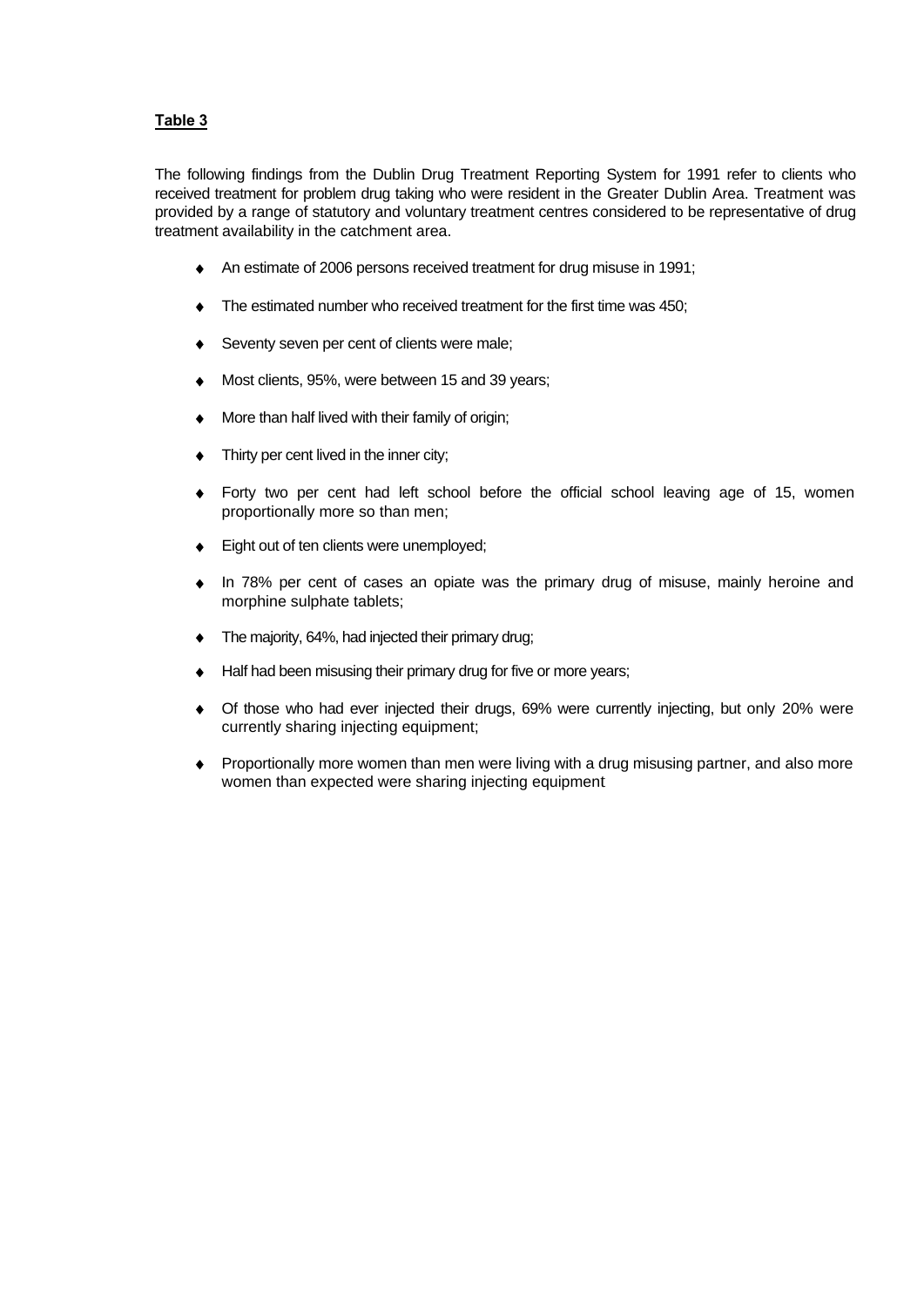**Table 3**

The following findings from the Dublin Drug Treatment Reporting System for 1991 refer to clients who received treatment for problem drug taking who were resident in the Greater Dublin Area. Treatment was provided by a range of statutory and voluntary treatment centres considered to be representative of drug treatment availability in the catchment area.

- An estimate of 2006 persons received treatment for drug misuse in 1991;
- The estimated number who received treatment for the first time was 450;
- Seventy seven per cent of clients were male;
- Most clients, 95%, were between 15 and 39 years;
- More than half lived with their family of origin;
- Thirty per cent lived in the inner city;
- Forty two per cent had left school before the official school leaving age of 15, women proportionally more so than men;
- Eight out of ten clients were unemployed;
- In 78% per cent of cases an opiate was the primary drug of misuse, mainly heroine and morphine sulphate tablets;
- The majority, 64%, had injected their primary drug;
- Half had been misusing their primary drug for five or more years;
- Of those who had ever injected their drugs, 69% were currently injecting, but only 20% were currently sharing injecting equipment;
- Proportionally more women than men were living with a drug misusing partner, and also more women than expected were sharing injecting equipment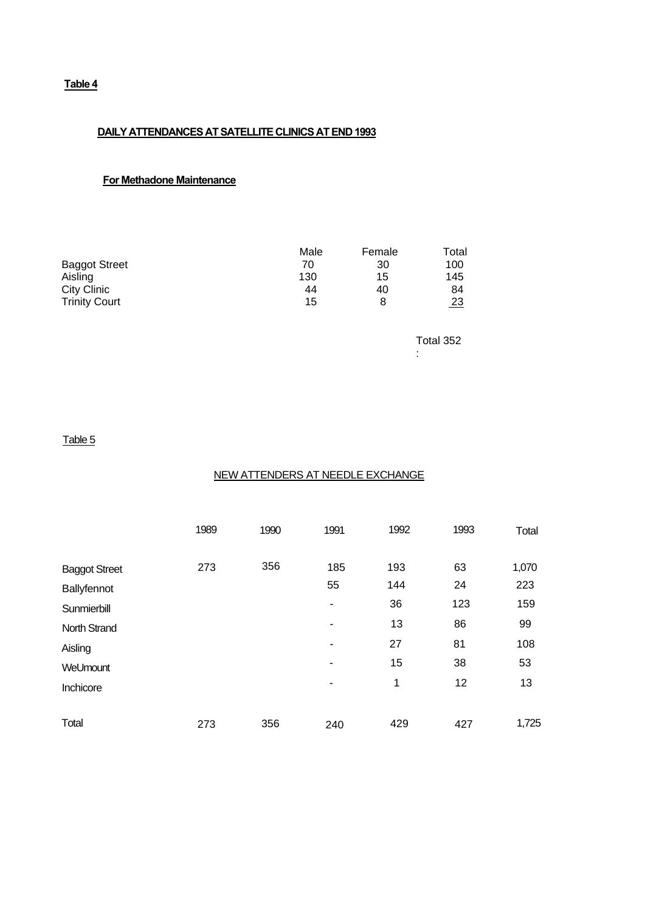**Table 4**

**DAILY ATTENDANCES AT SATELLITE CLINICS AT END 1993**

**For Methadone Maintenance**

| | Male | Female | Total |
|---|---|---|---|
| Baggot Street | 70 | 30 | 100 |
| Aisling | 130 | 15 | 145 |
| City Clinic | 44 | 40 | 84 |
| Trinity Court | 15 | 8 | 23 |
| | | | Total 352 |

Table 5

NEW ATTENDERS AT NEEDLE EXCHANGE

| | 1989 | 1990 | 1991 | 1992 | 1993 | Total |
|---|---|---|---|---|---|---|
| Baggot Street | 273 | 356 | 185 | 193 | 63 | 1,070 |
| Ballyfennot | | | 55 | 144 | 24 | 223 |
| Sunmierbill | | | - | 36 | 123 | 159 |
| North Strand | | | - | 13 | 86 | 99 |
| Aisling | | | - | 27 | 81 | 108 |
| WeUmount | | | - | 15 | 38 | 53 |
| Inchicore | | | - | 1 | 12 | 13 |
| Total | 273 | 356 | 240 | 429 | 427 | 1,725 |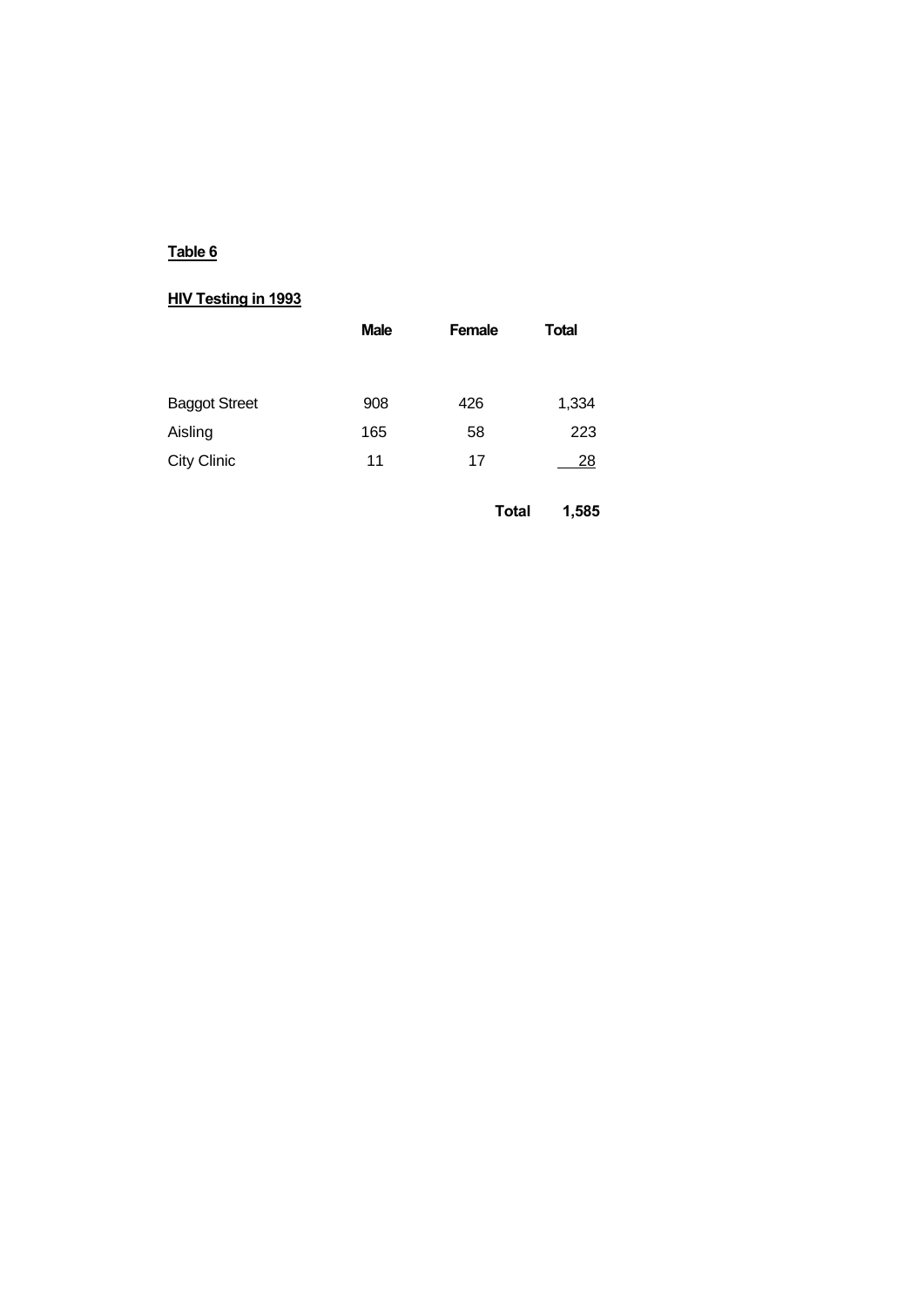**Table 6**

**HIV Testing in 1993**

| | Male | Female | Total |
|---|---|---|---|
| Baggot Street | 908 | 426 | 1,334 |
| Aisling | 165 | 58 | 223 |
| City Clinic | 11 | 17 | 28 |
| | | **Total** | **1,585** |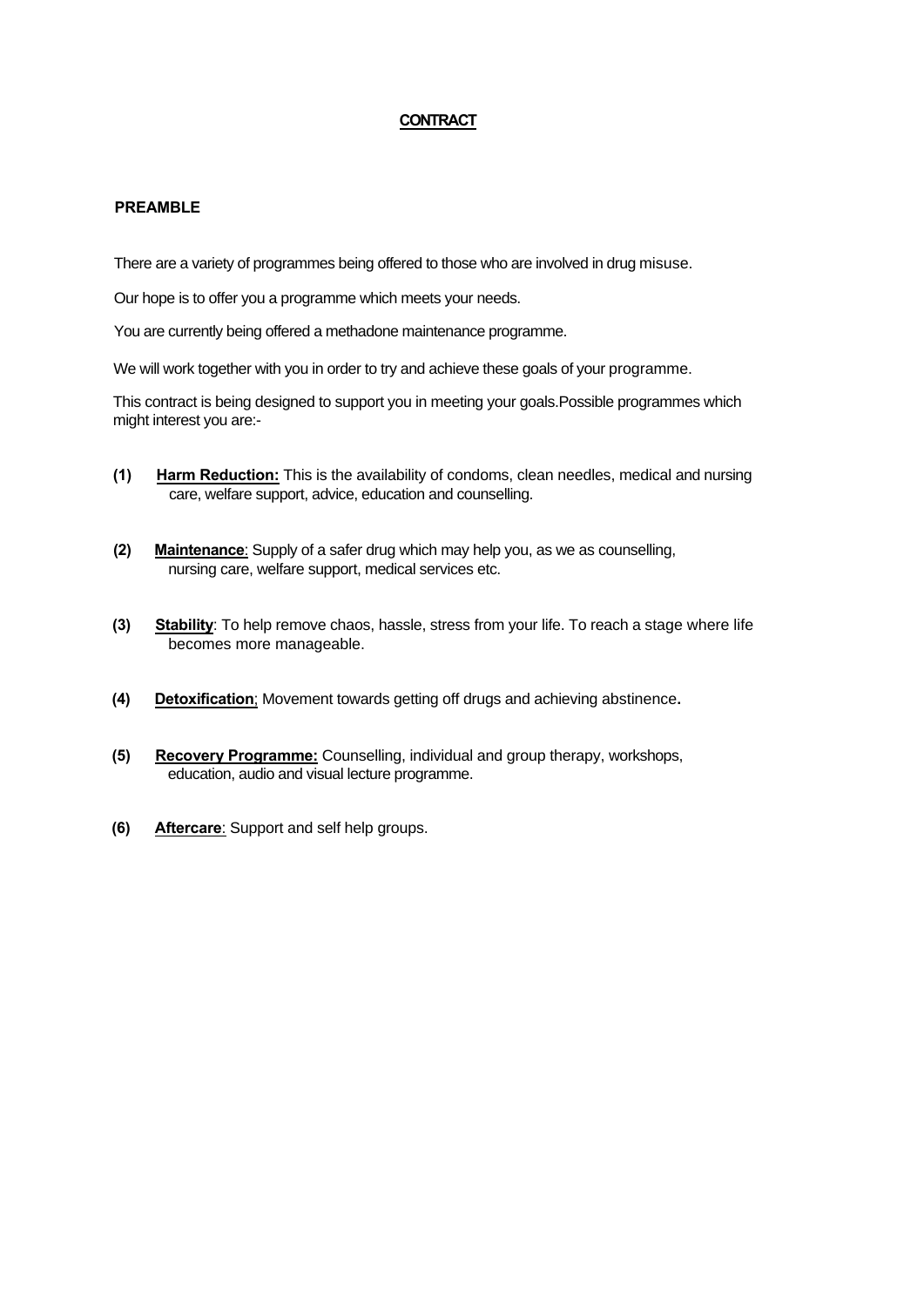# CONTRACT

## PREAMBLE

There are a variety of programmes being offered to those who are involved in drug misuse.

Our hope is to offer you a programme which meets your needs.

You are currently being offered a methadone maintenance programme.

We will work together with you in order to try and achieve these goals of your programme.

This contract is being designed to support you in meeting your goals.Possible programmes which might interest you are:-

**(1)** **Harm Reduction:** This is the availability of condoms, clean needles, medical and nursing care, welfare support, advice, education and counselling.

**(2)** **Maintenance**: Supply of a safer drug which may help you, as we as counselling, nursing care, welfare support, medical services etc.

**(3)** **Stability**: To help remove chaos, hassle, stress from your life. To reach a stage where life becomes more manageable.

**(4)** **Detoxification**: Movement towards getting off drugs and achieving abstinence**.**

**(5)** **Recovery Programme:** Counselling, individual and group therapy, workshops, education, audio and visual lecture programme.

**(6)** **Aftercare**: Support and self help groups.